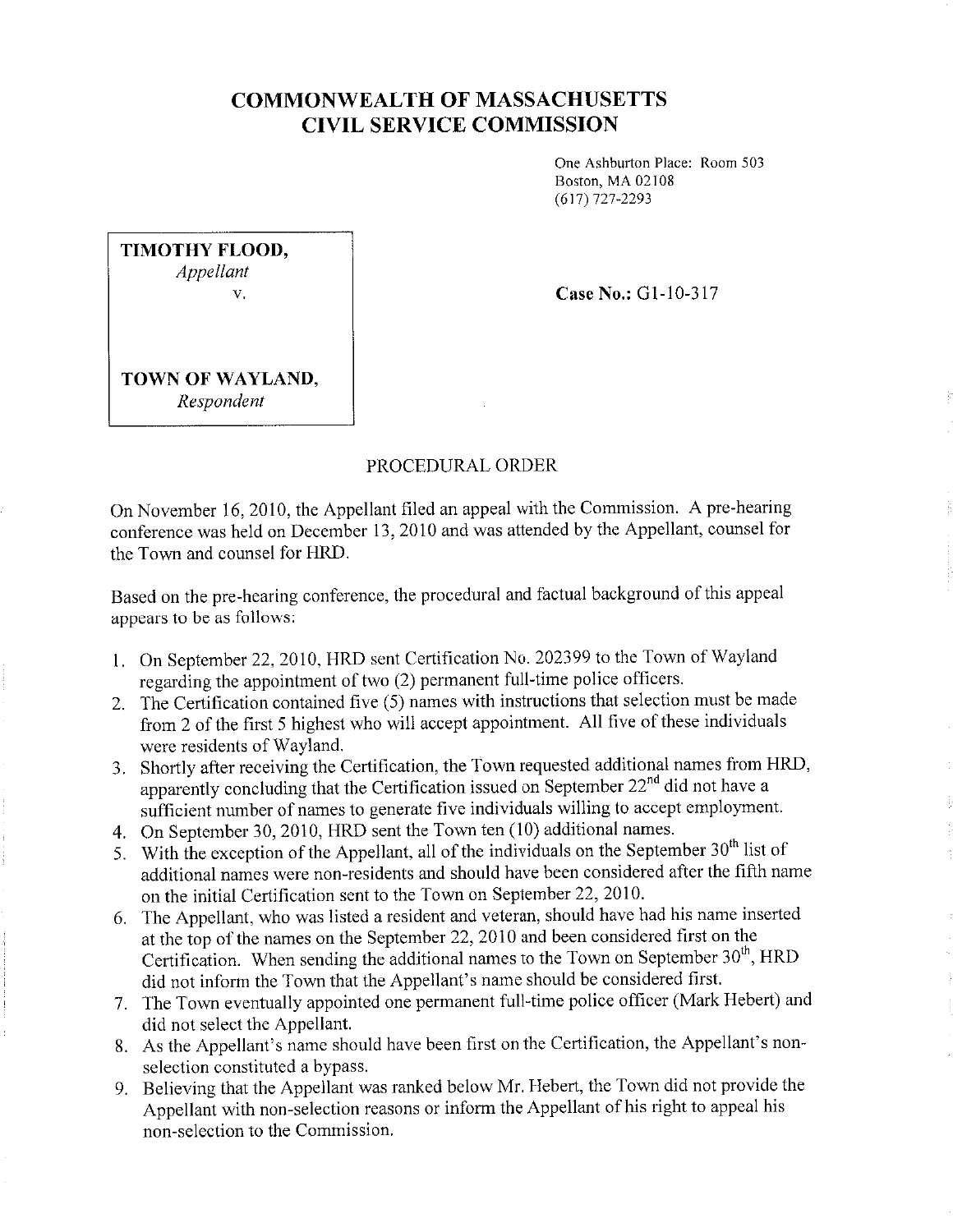# COMMONWEALTH OF MASSACHUSETTS
# CIVIL SERVICE COMMISSION

One Ashburton Place: Room 503
Boston, MA 02108
(617) 727-2293

**TIMOTHY FLOOD,**
*Appellant*
v.

**TOWN OF WAYLAND,**
*Respondent*

**Case No.:** G1-10-317

## PROCEDURAL ORDER

On November 16, 2010, the Appellant filed an appeal with the Commission. A pre-hearing conference was held on December 13, 2010 and was attended by the Appellant, counsel for the Town and counsel for HRD.

Based on the pre-hearing conference, the procedural and factual background of this appeal appears to be as follows:

1. On September 22, 2010, HRD sent Certification No. 202399 to the Town of Wayland regarding the appointment of two (2) permanent full-time police officers.
2. The Certification contained five (5) names with instructions that selection must be made from 2 of the first 5 highest who will accept appointment. All five of these individuals were residents of Wayland.
3. Shortly after receiving the Certification, the Town requested additional names from HRD, apparently concluding that the Certification issued on September 22nd did not have a sufficient number of names to generate five individuals willing to accept employment.
4. On September 30, 2010, HRD sent the Town ten (10) additional names.
5. With the exception of the Appellant, all of the individuals on the September 30th list of additional names were non-residents and should have been considered after the fifth name on the initial Certification sent to the Town on September 22, 2010.
6. The Appellant, who was listed a resident and veteran, should have had his name inserted at the top of the names on the September 22, 2010 and been considered first on the Certification. When sending the additional names to the Town on September 30th, HRD did not inform the Town that the Appellant's name should be considered first.
7. The Town eventually appointed one permanent full-time police officer (Mark Hebert) and did not select the Appellant.
8. As the Appellant's name should have been first on the Certification, the Appellant's non-selection constituted a bypass.
9. Believing that the Appellant was ranked below Mr. Hebert, the Town did not provide the Appellant with non-selection reasons or inform the Appellant of his right to appeal his non-selection to the Commission.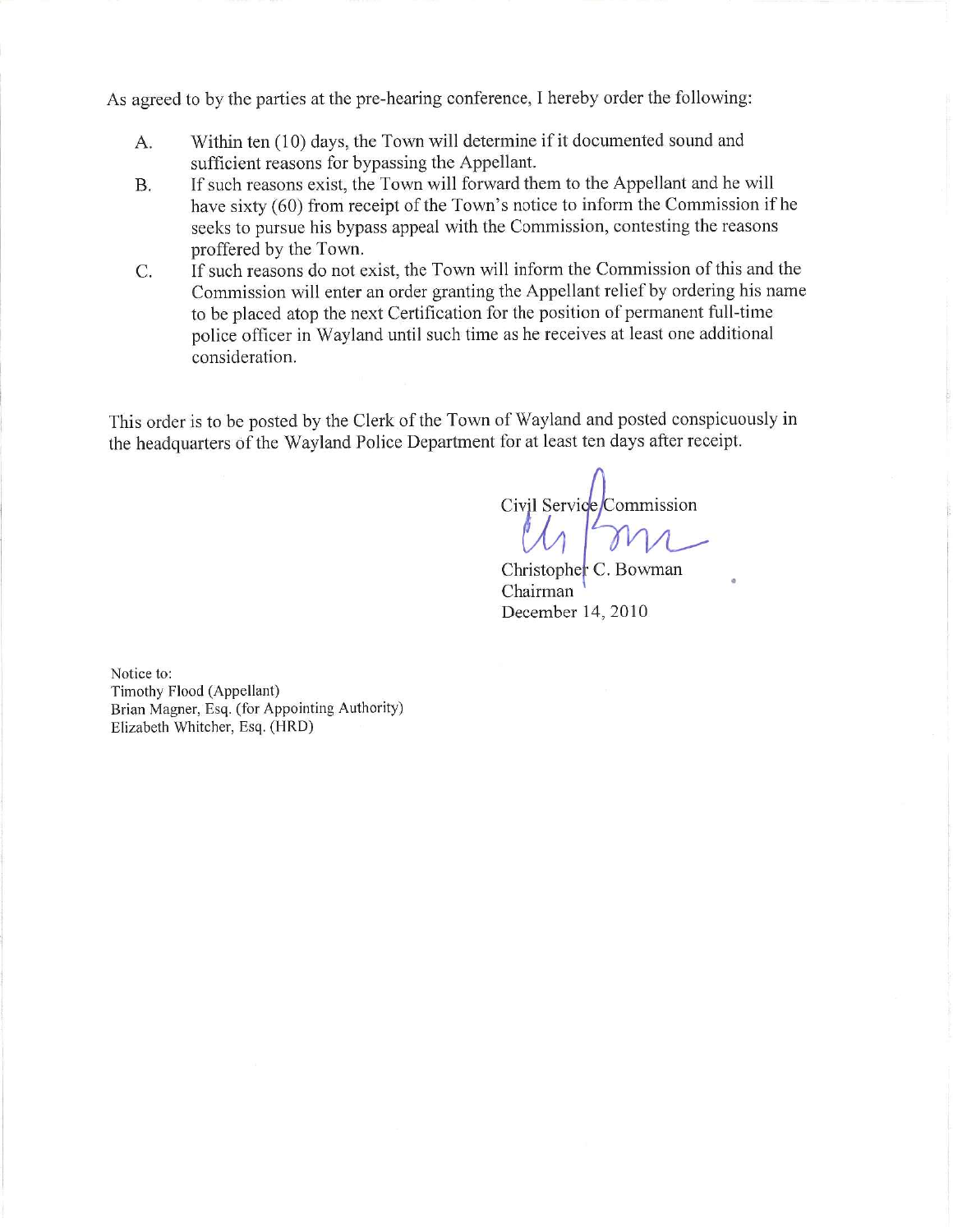As agreed to by the parties at the pre-hearing conference, I hereby order the following:

A. Within ten (10) days, the Town will determine if it documented sound and sufficient reasons for bypassing the Appellant.

B. If such reasons exist, the Town will forward them to the Appellant and he will have sixty (60) from receipt of the Town's notice to inform the Commission if he seeks to pursue his bypass appeal with the Commission, contesting the reasons proffered by the Town.

C. If such reasons do not exist, the Town will inform the Commission of this and the Commission will enter an order granting the Appellant relief by ordering his name to be placed atop the next Certification for the position of permanent full-time police officer in Wayland until such time as he receives at least one additional consideration.

This order is to be posted by the Clerk of the Town of Wayland and posted conspicuously in the headquarters of the Wayland Police Department for at least ten days after receipt.

Civil Service Commission

Christopher C. Bowman
Chairman
December 14, 2010

Notice to:
Timothy Flood (Appellant)
Brian Magner, Esq. (for Appointing Authority)
Elizabeth Whitcher, Esq. (HRD)